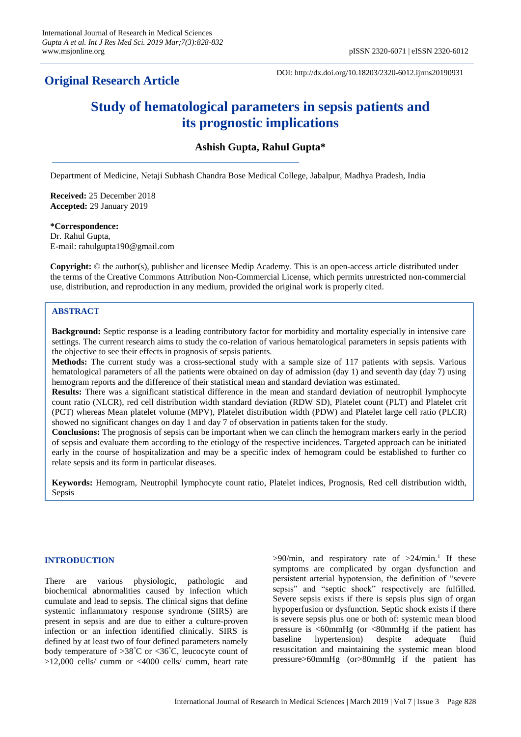# Original Research Article

DOI: http://dx.doi.org/10.18203/2320-6012.ijrms20190931

# Study of hematological parameters in sepsis patients and its prognostic implications

**Ashish Gupta, Rahul Gupta***

Department of Medicine, Netaji Subhash Chandra Bose Medical College, Jabalpur, Madhya Pradesh, India

**Received:** 25 December 2018
**Accepted:** 29 January 2019

**\*Correspondence:**
Dr. Rahul Gupta,
E-mail: rahulgupta190@gmail.com

**Copyright:** © the author(s), publisher and licensee Medip Academy. This is an open-access article distributed under the terms of the Creative Commons Attribution Non-Commercial License, which permits unrestricted non-commercial use, distribution, and reproduction in any medium, provided the original work is properly cited.

## ABSTRACT

**Background:** Septic response is a leading contributory factor for morbidity and mortality especially in intensive care settings. The current research aims to study the co-relation of various hematological parameters in sepsis patients with the objective to see their effects in prognosis of sepsis patients.

**Methods:** The current study was a cross-sectional study with a sample size of 117 patients with sepsis. Various hematological parameters of all the patients were obtained on day of admission (day 1) and seventh day (day 7) using hemogram reports and the difference of their statistical mean and standard deviation was estimated.

**Results:** There was a significant statistical difference in the mean and standard deviation of neutrophil lymphocyte count ratio (NLCR), red cell distribution width standard deviation (RDW SD), Platelet count (PLT) and Platelet crit (PCT) whereas Mean platelet volume (MPV), Platelet distribution width (PDW) and Platelet large cell ratio (PLCR) showed no significant changes on day 1 and day 7 of observation in patients taken for the study.

**Conclusions:** The prognosis of sepsis can be important when we can clinch the hemogram markers early in the period of sepsis and evaluate them according to the etiology of the respective incidences. Targeted approach can be initiated early in the course of hospitalization and may be a specific index of hemogram could be established to further co relate sepsis and its form in particular diseases.

**Keywords:** Hemogram, Neutrophil lymphocyte count ratio, Platelet indices, Prognosis, Red cell distribution width, Sepsis

## INTRODUCTION

There are various physiologic, pathologic and biochemical abnormalities caused by infection which cumulate and lead to sepsis. The clinical signs that define systemic inflammatory response syndrome (SIRS) are present in sepsis and are due to either a culture-proven infection or an infection identified clinically. SIRS is defined by at least two of four defined parameters namely body temperature of >38˚C or <36˚C, leucocyte count of >12,000 cells/ cumm or <4000 cells/ cumm, heart rate >90/min, and respiratory rate of >24/min.[1] If these symptoms are complicated by organ dysfunction and persistent arterial hypotension, the definition of "severe sepsis" and "septic shock" respectively are fulfilled. Severe sepsis exists if there is sepsis plus sign of organ hypoperfusion or dysfunction. Septic shock exists if there is severe sepsis plus one or both of: systemic mean blood pressure is <60mmHg (or <80mmHg if the patient has baseline hypertension) despite adequate fluid resuscitation and maintaining the systemic mean blood pressure>60mmHg (or>80mmHg if the patient has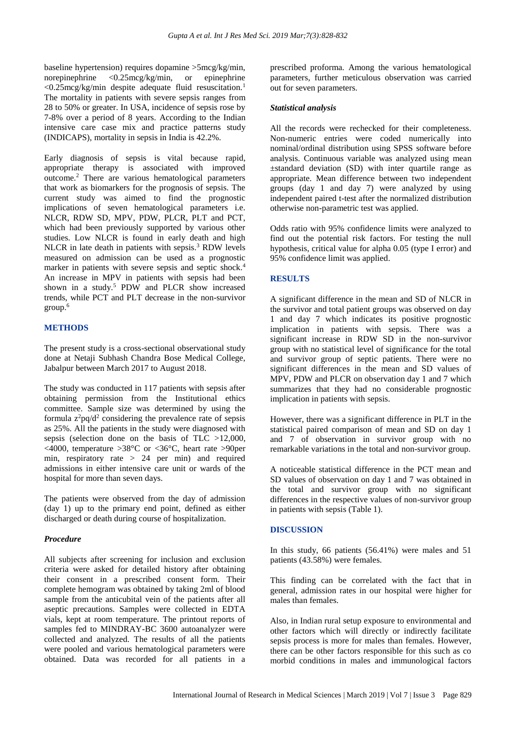baseline hypertension) requires dopamine >5mcg/kg/min, norepinephrine <0.25mcg/kg/min, or epinephrine <0.25mcg/kg/min despite adequate fluid resuscitation.[1] The mortality in patients with severe sepsis ranges from 28 to 50% or greater. In USA, incidence of sepsis rose by 7-8% over a period of 8 years. According to the Indian intensive care case mix and practice patterns study (INDICAPS), mortality in sepsis in India is 42.2%.

Early diagnosis of sepsis is vital because rapid, appropriate therapy is associated with improved outcome.[2] There are various hematological parameters that work as biomarkers for the prognosis of sepsis. The current study was aimed to find the prognostic implications of seven hematological parameters i.e. NLCR, RDW SD, MPV, PDW, PLCR, PLT and PCT, which had been previously supported by various other studies. Low NLCR is found in early death and high NLCR in late death in patients with sepsis.[3] RDW levels measured on admission can be used as a prognostic marker in patients with severe sepsis and septic shock.[4] An increase in MPV in patients with sepsis had been shown in a study.[5] PDW and PLCR show increased trends, while PCT and PLT decrease in the non-survivor group.[6]

## METHODS

The present study is a cross-sectional observational study done at Netaji Subhash Chandra Bose Medical College, Jabalpur between March 2017 to August 2018.

The study was conducted in 117 patients with sepsis after obtaining permission from the Institutional ethics committee. Sample size was determined by using the formula $z^2pq/d^2$ considering the prevalence rate of sepsis as 25%. All the patients in the study were diagnosed with sepsis (selection done on the basis of TLC >12,000, <4000, temperature >38°C or <36°C, heart rate >90per min, respiratory rate > 24 per min) and required admissions in either intensive care unit or wards of the hospital for more than seven days.

The patients were observed from the day of admission (day 1) up to the primary end point, defined as either discharged or death during course of hospitalization.

### *Procedure*

All subjects after screening for inclusion and exclusion criteria were asked for detailed history after obtaining their consent in a prescribed consent form. Their complete hemogram was obtained by taking 2ml of blood sample from the anticubital vein of the patients after all aseptic precautions. Samples were collected in EDTA vials, kept at room temperature. The printout reports of samples fed to MINDRAY-BC 3600 autoanalyzer were collected and analyzed. The results of all the patients were pooled and various hematological parameters were obtained. Data was recorded for all patients in a prescribed proforma. Among the various hematological parameters, further meticulous observation was carried out for seven parameters.

### *Statistical analysis*

All the records were rechecked for their completeness. Non-numeric entries were coded numerically into nominal/ordinal distribution using SPSS software before analysis. Continuous variable was analyzed using mean ±standard deviation (SD) with inter quartile range as appropriate. Mean difference between two independent groups (day 1 and day 7) were analyzed by using independent paired t-test after the normalized distribution otherwise non-parametric test was applied.

Odds ratio with 95% confidence limits were analyzed to find out the potential risk factors. For testing the null hypothesis, critical value for alpha 0.05 (type I error) and 95% confidence limit was applied.

## RESULTS

A significant difference in the mean and SD of NLCR in the survivor and total patient groups was observed on day 1 and day 7 which indicates its positive prognostic implication in patients with sepsis. There was a significant increase in RDW SD in the non-survivor group with no statistical level of significance for the total and survivor group of septic patients. There were no significant differences in the mean and SD values of MPV, PDW and PLCR on observation day 1 and 7 which summarizes that they had no considerable prognostic implication in patients with sepsis.

However, there was a significant difference in PLT in the statistical paired comparison of mean and SD on day 1 and 7 of observation in survivor group with no remarkable variations in the total and non-survivor group.

A noticeable statistical difference in the PCT mean and SD values of observation on day 1 and 7 was obtained in the total and survivor group with no significant differences in the respective values of non-survivor group in patients with sepsis (Table 1).

## DISCUSSION

In this study, 66 patients (56.41%) were males and 51 patients (43.58%) were females.

This finding can be correlated with the fact that in general, admission rates in our hospital were higher for males than females.

Also, in Indian rural setup exposure to environmental and other factors which will directly or indirectly facilitate sepsis process is more for males than females. However, there can be other factors responsible for this such as co morbid conditions in males and immunological factors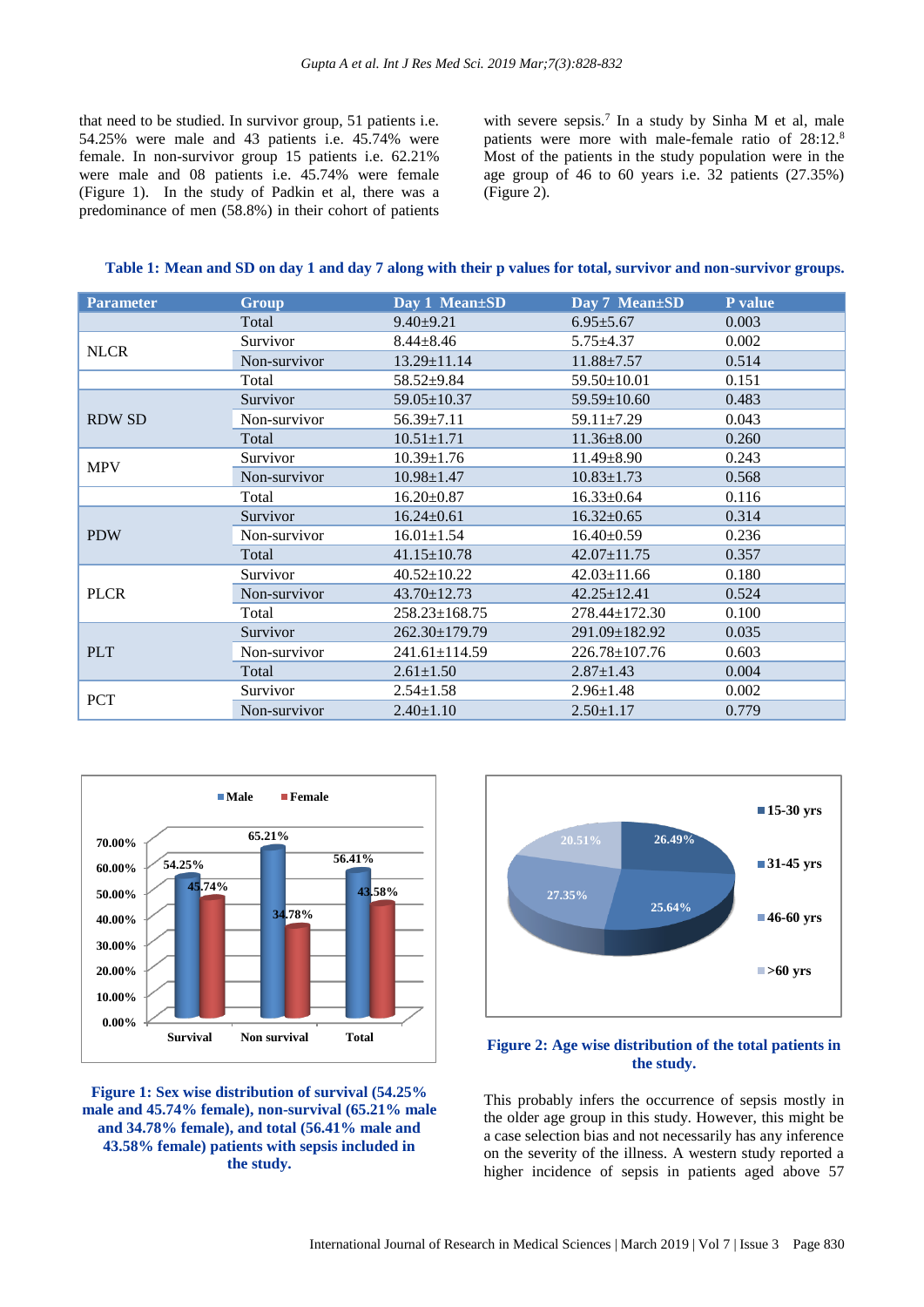that need to be studied. In survivor group, 51 patients i.e. 54.25% were male and 43 patients i.e. 45.74% were female. In non-survivor group 15 patients i.e. 62.21% were male and 08 patients i.e. 45.74% were female (Figure 1). In the study of Padkin et al, there was a predominance of men (58.8%) in their cohort of patients with severe sepsis.[7] In a study by Sinha M et al, male patients were more with male-female ratio of 28:12.[8] Most of the patients in the study population were in the age group of 46 to 60 years i.e. 32 patients (27.35%) (Figure 2).

**Table 1: Mean and SD on day 1 and day 7 along with their p values for total, survivor and non-survivor groups.**

| Parameter | Group | Day 1 Mean±SD | Day 7 Mean±SD | P value |
|---|---|---|---|---|
| NLCR | Total | 9.40±9.21 | 6.95±5.67 | 0.003 |
| | Survivor | 8.44±8.46 | 5.75±4.37 | 0.002 |
| | Non-survivor | 13.29±11.14 | 11.88±7.57 | 0.514 |
| RDW SD | Total | 58.52±9.84 | 59.50±10.01 | 0.151 |
| | Survivor | 59.05±10.37 | 59.59±10.60 | 0.483 |
| | Non-survivor | 56.39±7.11 | 59.11±7.29 | 0.043 |
| MPV | Total | 10.51±1.71 | 11.36±8.00 | 0.260 |
| | Survivor | 10.39±1.76 | 11.49±8.90 | 0.243 |
| | Non-survivor | 10.98±1.47 | 10.83±1.73 | 0.568 |
| PDW | Total | 16.20±0.87 | 16.33±0.64 | 0.116 |
| | Survivor | 16.24±0.61 | 16.32±0.65 | 0.314 |
| | Non-survivor | 16.01±1.54 | 16.40±0.59 | 0.236 |
| PLCR | Total | 41.15±10.78 | 42.07±11.75 | 0.357 |
| | Survivor | 40.52±10.22 | 42.03±11.66 | 0.180 |
| | Non-survivor | 43.70±12.73 | 42.25±12.41 | 0.524 |
| PLT | Total | 258.23±168.75 | 278.44±172.30 | 0.100 |
| | Survivor | 262.30±179.79 | 291.09±182.92 | 0.035 |
| | Non-survivor | 241.61±114.59 | 226.78±107.76 | 0.603 |
| PCT | Total | 2.61±1.50 | 2.87±1.43 | 0.004 |
| | Survivor | 2.54±1.58 | 2.96±1.48 | 0.002 |
| | Non-survivor | 2.40±1.10 | 2.50±1.17 | 0.779 |

**Figure 1: Sex wise distribution of survival (54.25% male and 45.74% female), non-survival (65.21% male and 34.78% female), and total (56.41% male and 43.58% female) patients with sepsis included in the study.**

**Figure 2: Age wise distribution of the total patients in the study.**

This probably infers the occurrence of sepsis mostly in the older age group in this study. However, this might be a case selection bias and not necessarily has any inference on the severity of the illness. A western study reported a higher incidence of sepsis in patients aged above 57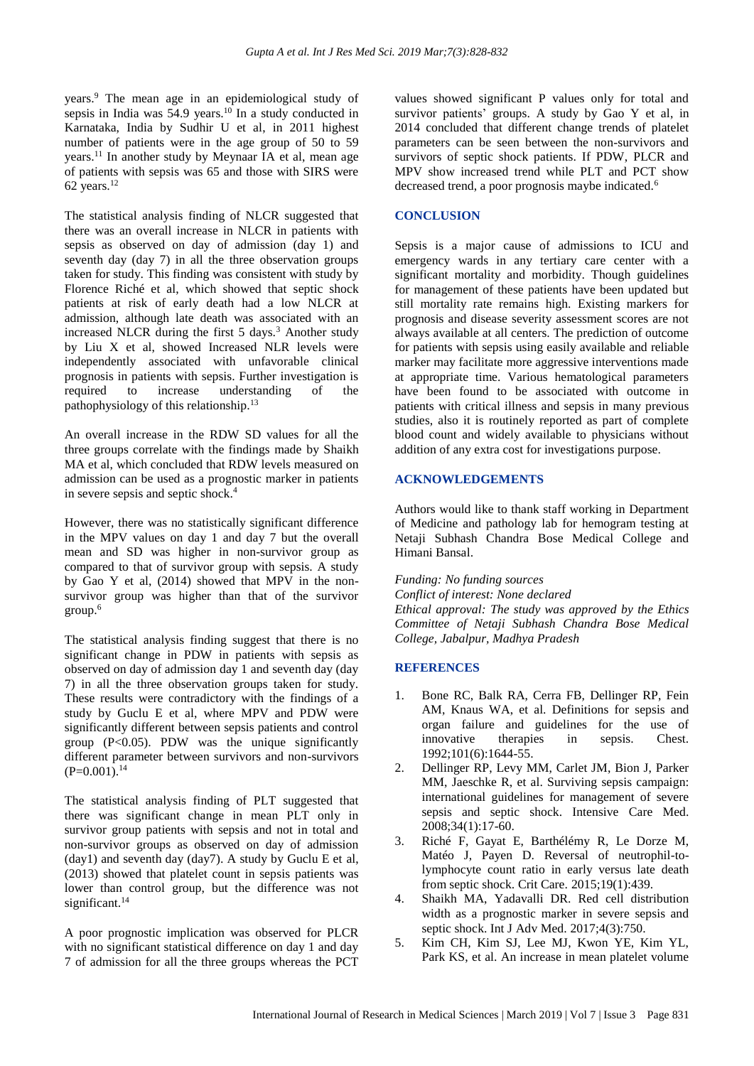years.[9] The mean age in an epidemiological study of sepsis in India was 54.9 years.[10] In a study conducted in Karnataka, India by Sudhir U et al, in 2011 highest number of patients were in the age group of 50 to 59 years.[11] In another study by Meynaar IA et al, mean age of patients with sepsis was 65 and those with SIRS were 62 years.[12]

The statistical analysis finding of NLCR suggested that there was an overall increase in NLCR in patients with sepsis as observed on day of admission (day 1) and seventh day (day 7) in all the three observation groups taken for study. This finding was consistent with study by Florence Riché et al, which showed that septic shock patients at risk of early death had a low NLCR at admission, although late death was associated with an increased NLCR during the first 5 days.[3] Another study by Liu X et al, showed Increased NLR levels were independently associated with unfavorable clinical prognosis in patients with sepsis. Further investigation is required to increase understanding of the pathophysiology of this relationship.[13]

An overall increase in the RDW SD values for all the three groups correlate with the findings made by Shaikh MA et al, which concluded that RDW levels measured on admission can be used as a prognostic marker in patients in severe sepsis and septic shock.[4]

However, there was no statistically significant difference in the MPV values on day 1 and day 7 but the overall mean and SD was higher in non-survivor group as compared to that of survivor group with sepsis. A study by Gao Y et al, (2014) showed that MPV in the non-survivor group was higher than that of the survivor group.[6]

The statistical analysis finding suggest that there is no significant change in PDW in patients with sepsis as observed on day of admission day 1 and seventh day (day 7) in all the three observation groups taken for study. These results were contradictory with the findings of a study by Guclu E et al, where MPV and PDW were significantly different between sepsis patients and control group ($P<0.05$). PDW was the unique significantly different parameter between survivors and non-survivors ($P=0.001$).[14]

The statistical analysis finding of PLT suggested that there was significant change in mean PLT only in survivor group patients with sepsis and not in total and non-survivor groups as observed on day of admission (day1) and seventh day (day7). A study by Guclu E et al, (2013) showed that platelet count in sepsis patients was lower than control group, but the difference was not significant.[14]

A poor prognostic implication was observed for PLCR with no significant statistical difference on day 1 and day 7 of admission for all the three groups whereas the PCT values showed significant P values only for total and survivor patients' groups. A study by Gao Y et al, in 2014 concluded that different change trends of platelet parameters can be seen between the non-survivors and survivors of septic shock patients. If PDW, PLCR and MPV show increased trend while PLT and PCT show decreased trend, a poor prognosis maybe indicated.[6]

## CONCLUSION

Sepsis is a major cause of admissions to ICU and emergency wards in any tertiary care center with a significant mortality and morbidity. Though guidelines for management of these patients have been updated but still mortality rate remains high. Existing markers for prognosis and disease severity assessment scores are not always available at all centers. The prediction of outcome for patients with sepsis using easily available and reliable marker may facilitate more aggressive interventions made at appropriate time. Various hematological parameters have been found to be associated with outcome in patients with critical illness and sepsis in many previous studies, also it is routinely reported as part of complete blood count and widely available to physicians without addition of any extra cost for investigations purpose.

## ACKNOWLEDGEMENTS

Authors would like to thank staff working in Department of Medicine and pathology lab for hemogram testing at Netaji Subhash Chandra Bose Medical College and Himani Bansal.

*Funding: No funding sources*
*Conflict of interest: None declared*
*Ethical approval: The study was approved by the Ethics Committee of Netaji Subhash Chandra Bose Medical College, Jabalpur, Madhya Pradesh*

## REFERENCES

1. Bone RC, Balk RA, Cerra FB, Dellinger RP, Fein AM, Knaus WA, et al. Definitions for sepsis and organ failure and guidelines for the use of innovative therapies in sepsis. Chest. 1992;101(6):1644-55.
2. Dellinger RP, Levy MM, Carlet JM, Bion J, Parker MM, Jaeschke R, et al. Surviving sepsis campaign: international guidelines for management of severe sepsis and septic shock. Intensive Care Med. 2008;34(1):17-60.
3. Riché F, Gayat E, Barthélémy R, Le Dorze M, Matéo J, Payen D. Reversal of neutrophil-to-lymphocyte count ratio in early versus late death from septic shock. Crit Care. 2015;19(1):439.
4. Shaikh MA, Yadavalli DR. Red cell distribution width as a prognostic marker in severe sepsis and septic shock. Int J Adv Med. 2017;4(3):750.
5. Kim CH, Kim SJ, Lee MJ, Kwon YE, Kim YL, Park KS, et al. An increase in mean platelet volume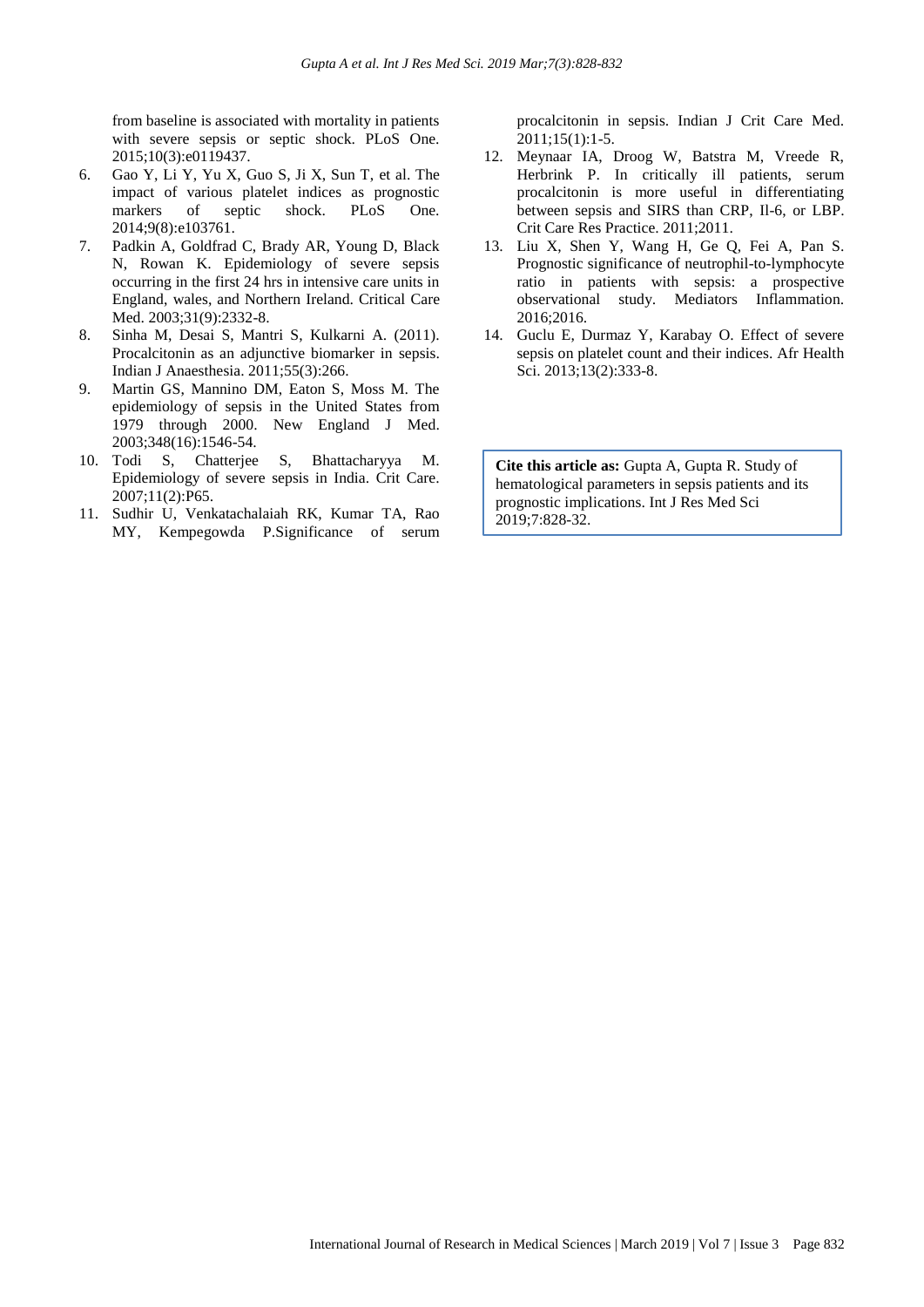from baseline is associated with mortality in patients with severe sepsis or septic shock. PLoS One. 2015;10(3):e0119437.

6. Gao Y, Li Y, Yu X, Guo S, Ji X, Sun T, et al. The impact of various platelet indices as prognostic markers of septic shock. PLoS One. 2014;9(8):e103761.
7. Padkin A, Goldfrad C, Brady AR, Young D, Black N, Rowan K. Epidemiology of severe sepsis occurring in the first 24 hrs in intensive care units in England, wales, and Northern Ireland. Critical Care Med. 2003;31(9):2332-8.
8. Sinha M, Desai S, Mantri S, Kulkarni A. (2011). Procalcitonin as an adjunctive biomarker in sepsis. Indian J Anaesthesia. 2011;55(3):266.
9. Martin GS, Mannino DM, Eaton S, Moss M. The epidemiology of sepsis in the United States from 1979 through 2000. New England J Med. 2003;348(16):1546-54.
10. Todi S, Chatterjee S, Bhattacharyya M. Epidemiology of severe sepsis in India. Crit Care. 2007;11(2):P65.
11. Sudhir U, Venkatachalaiah RK, Kumar TA, Rao MY, Kempegowda P.Significance of serum procalcitonin in sepsis. Indian J Crit Care Med. 2011;15(1):1-5.
12. Meynaar IA, Droog W, Batstra M, Vreede R, Herbrink P. In critically ill patients, serum procalcitonin is more useful in differentiating between sepsis and SIRS than CRP, Il-6, or LBP. Crit Care Res Practice. 2011;2011.
13. Liu X, Shen Y, Wang H, Ge Q, Fei A, Pan S. Prognostic significance of neutrophil-to-lymphocyte ratio in patients with sepsis: a prospective observational study. Mediators Inflammation. 2016;2016.
14. Guclu E, Durmaz Y, Karabay O. Effect of severe sepsis on platelet count and their indices. Afr Health Sci. 2013;13(2):333-8.

**Cite this article as:** Gupta A, Gupta R. Study of hematological parameters in sepsis patients and its prognostic implications. Int J Res Med Sci 2019;7:828-32.